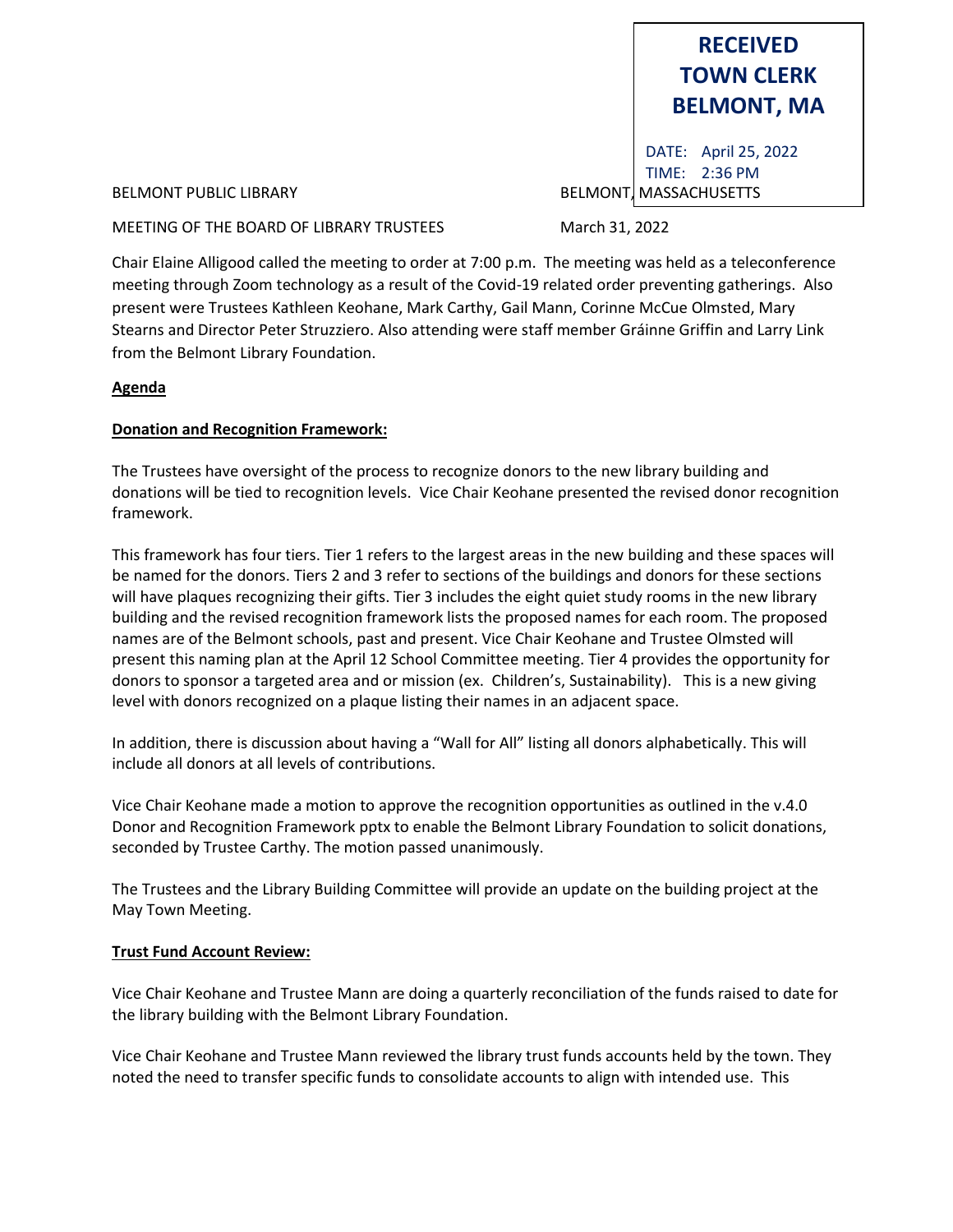**RECEIVED**
**TOWN CLERK**
**BELMONT, MA**

DATE: April 25, 2022
TIME: 2:36 PM

BELMONT PUBLIC LIBRARY BELMONT, MASSACHUSETTS

MEETING OF THE BOARD OF LIBRARY TRUSTEES March 31, 2022

Chair Elaine Alligood called the meeting to order at 7:00 p.m. The meeting was held as a teleconference meeting through Zoom technology as a result of the Covid-19 related order preventing gatherings. Also present were Trustees Kathleen Keohane, Mark Carthy, Gail Mann, Corinne McCue Olmsted, Mary Stearns and Director Peter Struzziero. Also attending were staff member Gráinne Griffin and Larry Link from the Belmont Library Foundation.

**Agenda**

**Donation and Recognition Framework:**

The Trustees have oversight of the process to recognize donors to the new library building and donations will be tied to recognition levels. Vice Chair Keohane presented the revised donor recognition framework.

This framework has four tiers. Tier 1 refers to the largest areas in the new building and these spaces will be named for the donors. Tiers 2 and 3 refer to sections of the buildings and donors for these sections will have plaques recognizing their gifts. Tier 3 includes the eight quiet study rooms in the new library building and the revised recognition framework lists the proposed names for each room. The proposed names are of the Belmont schools, past and present. Vice Chair Keohane and Trustee Olmsted will present this naming plan at the April 12 School Committee meeting. Tier 4 provides the opportunity for donors to sponsor a targeted area and or mission (ex. Children's, Sustainability). This is a new giving level with donors recognized on a plaque listing their names in an adjacent space.

In addition, there is discussion about having a "Wall for All" listing all donors alphabetically. This will include all donors at all levels of contributions.

Vice Chair Keohane made a motion to approve the recognition opportunities as outlined in the v.4.0 Donor and Recognition Framework pptx to enable the Belmont Library Foundation to solicit donations, seconded by Trustee Carthy. The motion passed unanimously.

The Trustees and the Library Building Committee will provide an update on the building project at the May Town Meeting.

**Trust Fund Account Review:**

Vice Chair Keohane and Trustee Mann are doing a quarterly reconciliation of the funds raised to date for the library building with the Belmont Library Foundation.

Vice Chair Keohane and Trustee Mann reviewed the library trust funds accounts held by the town. They noted the need to transfer specific funds to consolidate accounts to align with intended use. This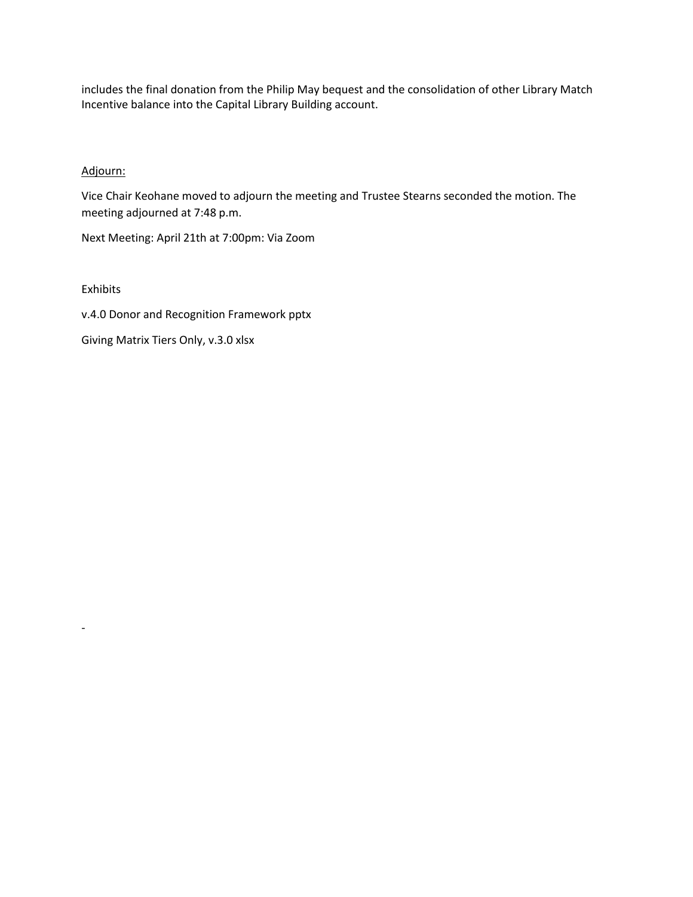includes the final donation from the Philip May bequest and the consolidation of other Library Match Incentive balance into the Capital Library Building account.

Adjourn:

Vice Chair Keohane moved to adjourn the meeting and Trustee Stearns seconded the motion. The meeting adjourned at 7:48 p.m.

Next Meeting: April 21th at 7:00pm: Via Zoom

Exhibits

v.4.0 Donor and Recognition Framework pptx

Giving Matrix Tiers Only, v.3.0 xlsx

-